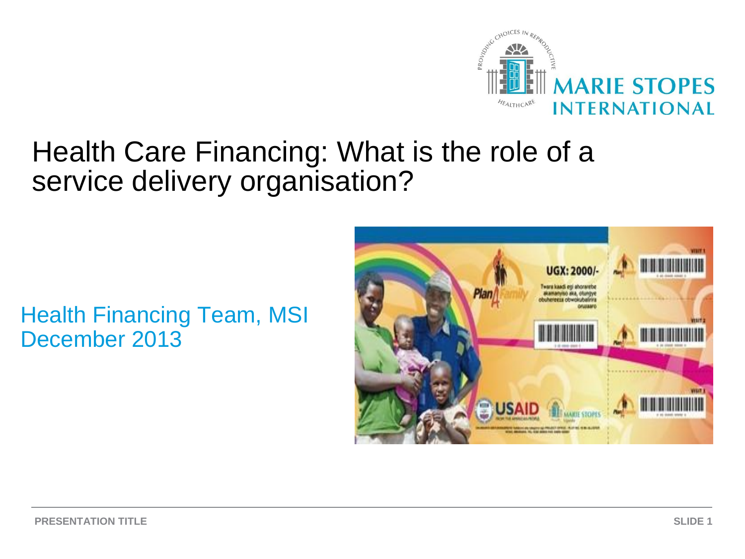# Health Care Financing: What is the role of a service delivery organisation?

Health Financing Team, MSI
December 2013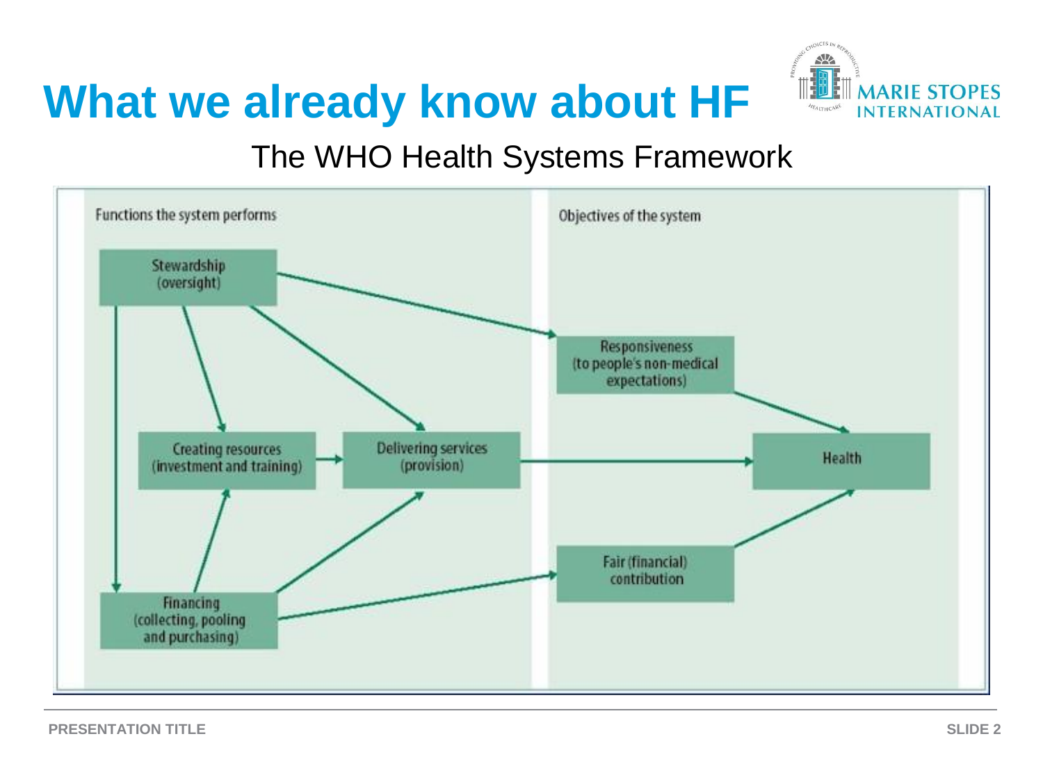# What we already know about HF

## The WHO Health Systems Framework

Functions the system performs

Objectives of the system

Stewardship (oversight)

Creating resources (investment and training)

Delivering services (provision)

Financing (collecting, pooling and purchasing)

Responsiveness (to people's non-medical expectations)

Health

Fair (financial) contribution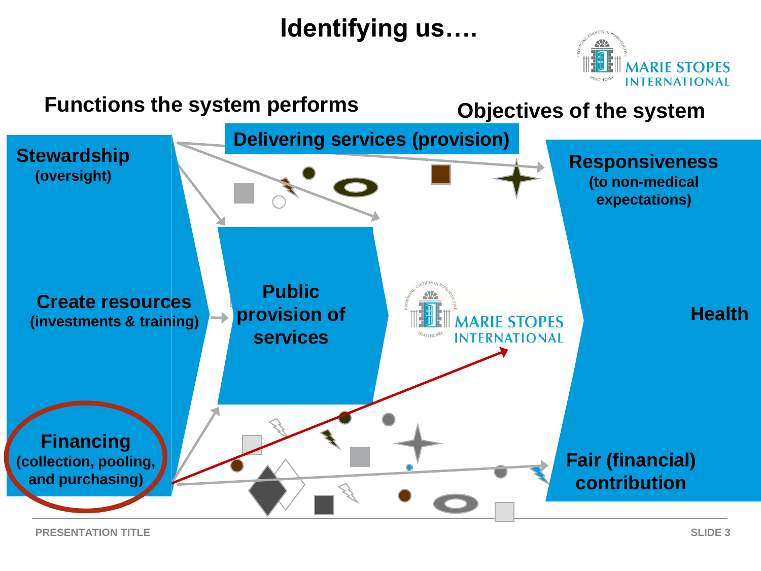# Identifying us….

## Functions the system performs

**Stewardship**
**(oversight)**

**Create resources**
**(investments & training)**

**Financing**
**(collection, pooling, and purchasing)**

**Delivering services (provision)**

**Public provision of services**

MARIE STOPES INTERNATIONAL

## Objectives of the system

**Responsiveness**
**(to non-medical expectations)**

**Health**

**Fair (financial) contribution**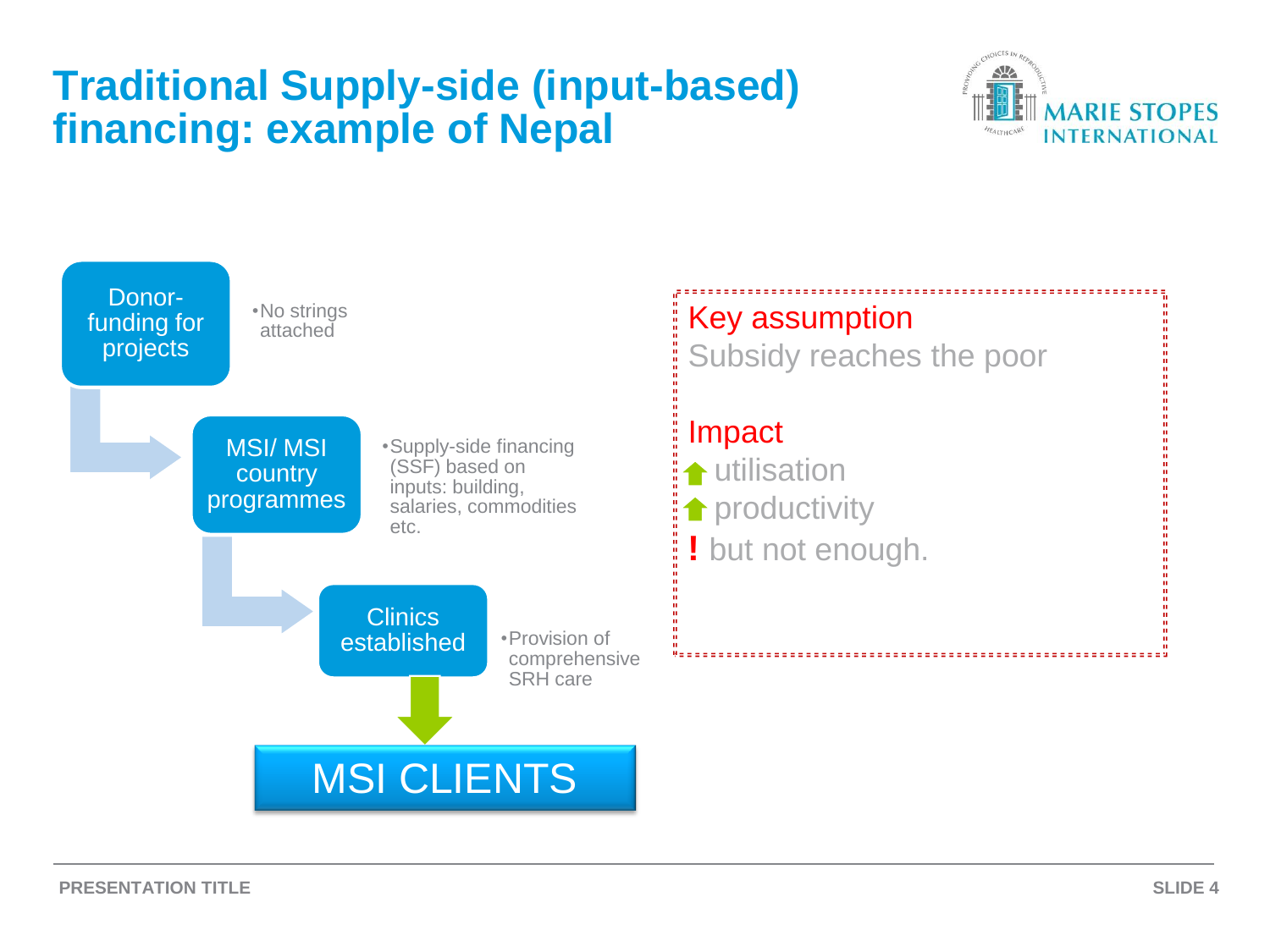# Traditional Supply-side (input-based) financing: example of Nepal

**Donor-funding for projects**

- No strings attached

**MSI/ MSI country programmes**

- Supply-side financing (SSF) based on inputs: building, salaries, commodities etc.

**Clinics established**

- Provision of comprehensive SRH care

**MSI CLIENTS**

Key assumption

Subsidy reaches the poor

Impact

↑ utilisation

↑ productivity

! but not enough.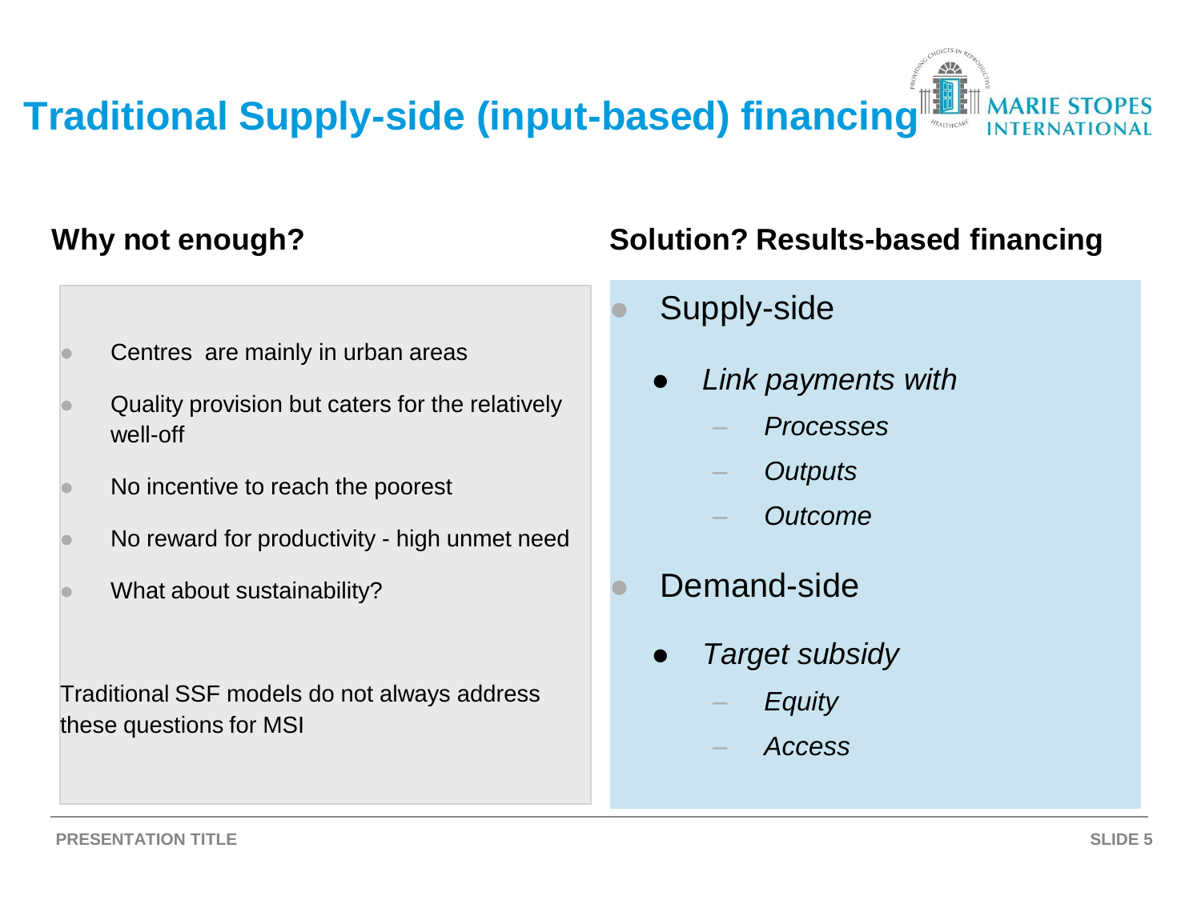# Traditional Supply-side (input-based) financing

## Why not enough?

- Centres are mainly in urban areas
- Quality provision but caters for the relatively well-off
- No incentive to reach the poorest
- No reward for productivity - high unmet need
- What about sustainability?

Traditional SSF models do not always address these questions for MSI

## Solution? Results-based financing

- Supply-side
  - *Link payments with*
    - *Processes*
    - *Outputs*
    - *Outcome*
- Demand-side
  - *Target subsidy*
    - *Equity*
    - *Access*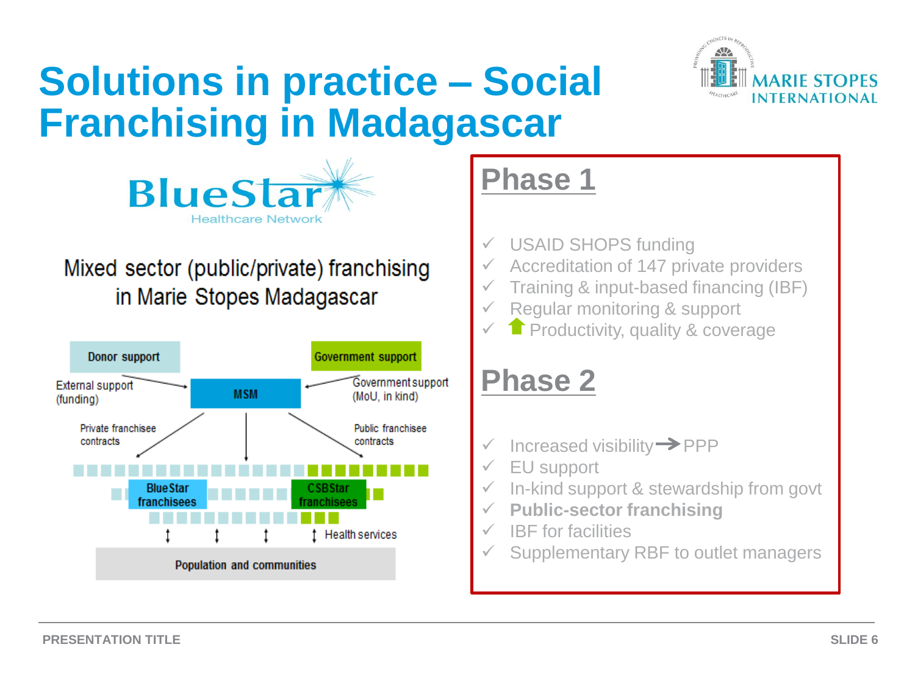# Solutions in practice – Social Franchising in Madagascar

BlueStar Healthcare Network

Mixed sector (public/private) franchising in Marie Stopes Madagascar

Donor support — External support (funding) → MSM

Government support — Government support (MoU, in kind) → MSM

MSM → Private franchisee contracts → BlueStar franchisees

MSM → Public franchisee contracts → CSBStar franchisees

Health services ↕ Population and communities

## Phase 1

- ✓ USAID SHOPS funding
- ✓ Accreditation of 147 private providers
- ✓ Training & input-based financing (IBF)
- ✓ Regular monitoring & support
- ✓ ⬆ Productivity, quality & coverage

## Phase 2

- ✓ Increased visibility → PPP
- ✓ EU support
- ✓ In-kind support & stewardship from govt
- ✓ **Public-sector franchising**
- ✓ IBF for facilities
- ✓ Supplementary RBF to outlet managers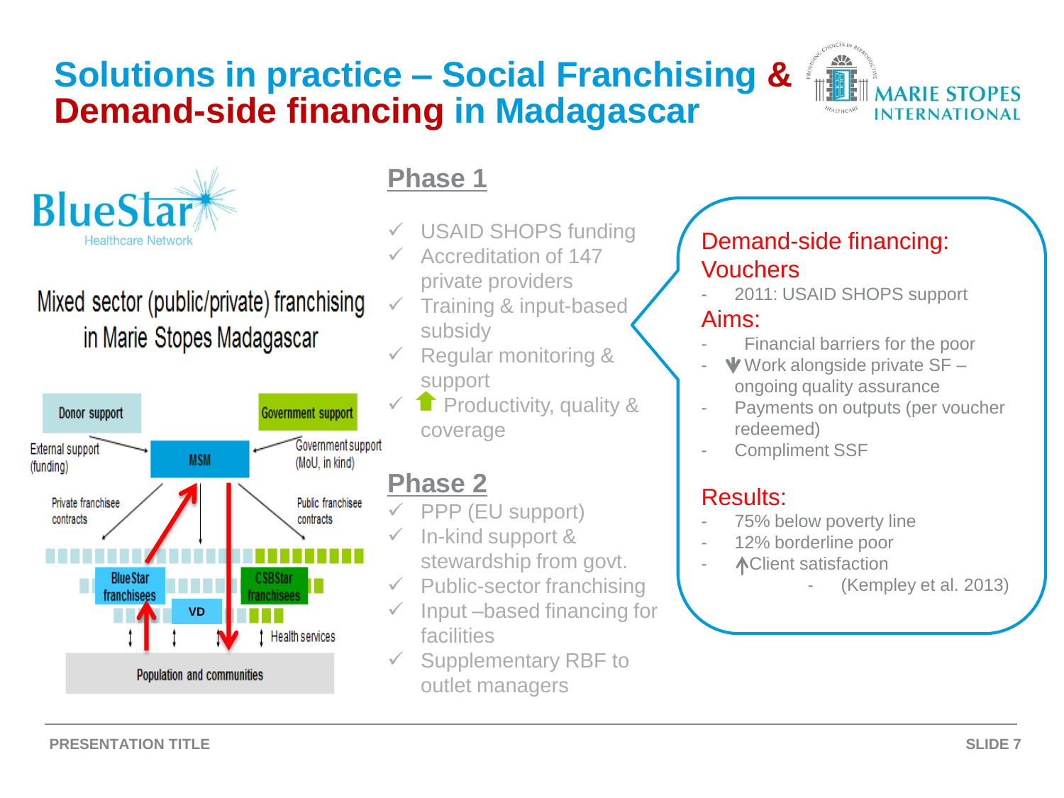# Solutions in practice – Social Franchising & Demand-side financing in Madagascar

BlueStar Healthcare Network

Mixed sector (public/private) franchising in Marie Stopes Madagascar

Donor support — External support (funding) → MSM

Government support — Government support (MoU, in kind) → MSM

MSM → Private franchisee contracts → BlueStar franchisees

MSM → Public franchisee contracts → CSBStar franchisees

VD

Health services

Population and communities

## Phase 1

- ✓ USAID SHOPS funding
- ✓ Accreditation of 147 private providers
- ✓ Training & input-based subsidy
- ✓ Regular monitoring & support
- ✓ ↑ Productivity, quality & coverage

## Phase 2

- ✓ PPP (EU support)
- ✓ In-kind support & stewardship from govt.
- ✓ Public-sector franchising
- ✓ Input –based financing for facilities
- ✓ Supplementary RBF to outlet managers

Demand-side financing: Vouchers

- 2011: USAID SHOPS support

Aims:

- Financial barriers for the poor
- ↓ Work alongside private SF – ongoing quality assurance
- Payments on outputs (per voucher redeemed)
- Compliment SSF

Results:

- 75% below poverty line
- 12% borderline poor
- ↑Client satisfaction
    - (Kempley et al. 2013)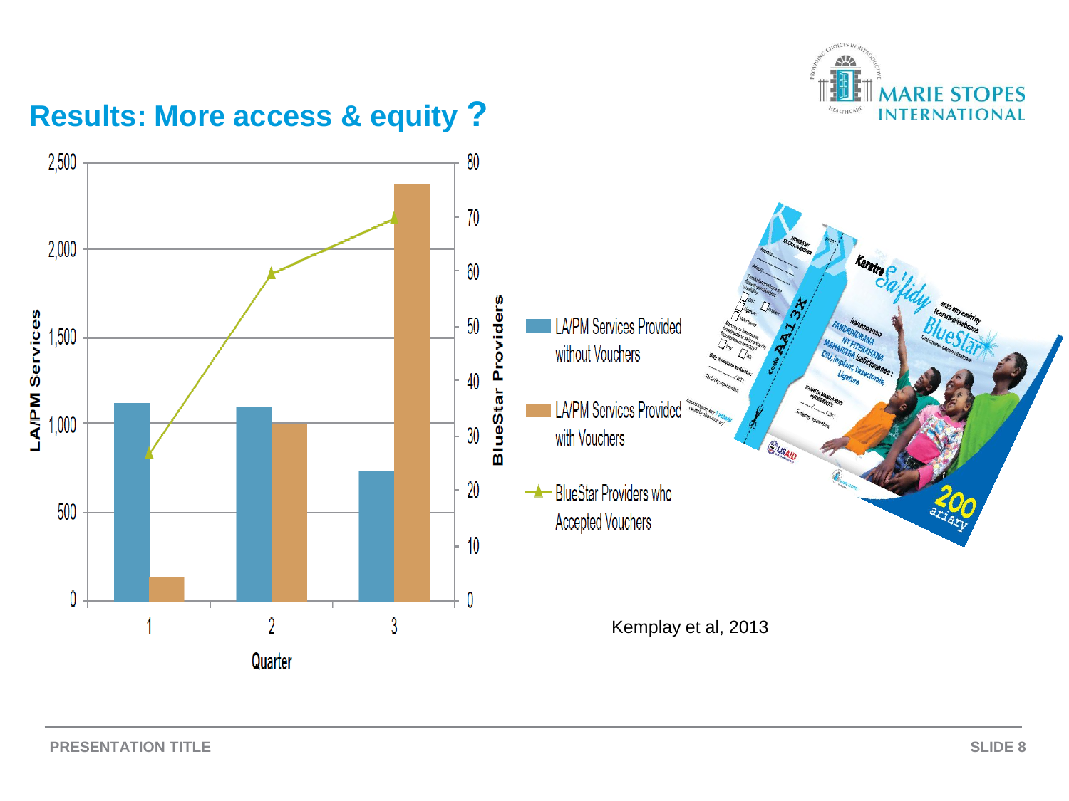# Results: More access & equity ?

LA/PM Services (left axis: 0–2,500) · BlueStar Providers (right axis: 0–80)

Quarter: 1, 2, 3

- LA/PM Services Provided without Vouchers
- LA/PM Services Provided with Vouchers
- BlueStar Providers who Accepted Vouchers

Kemplay et al, 2013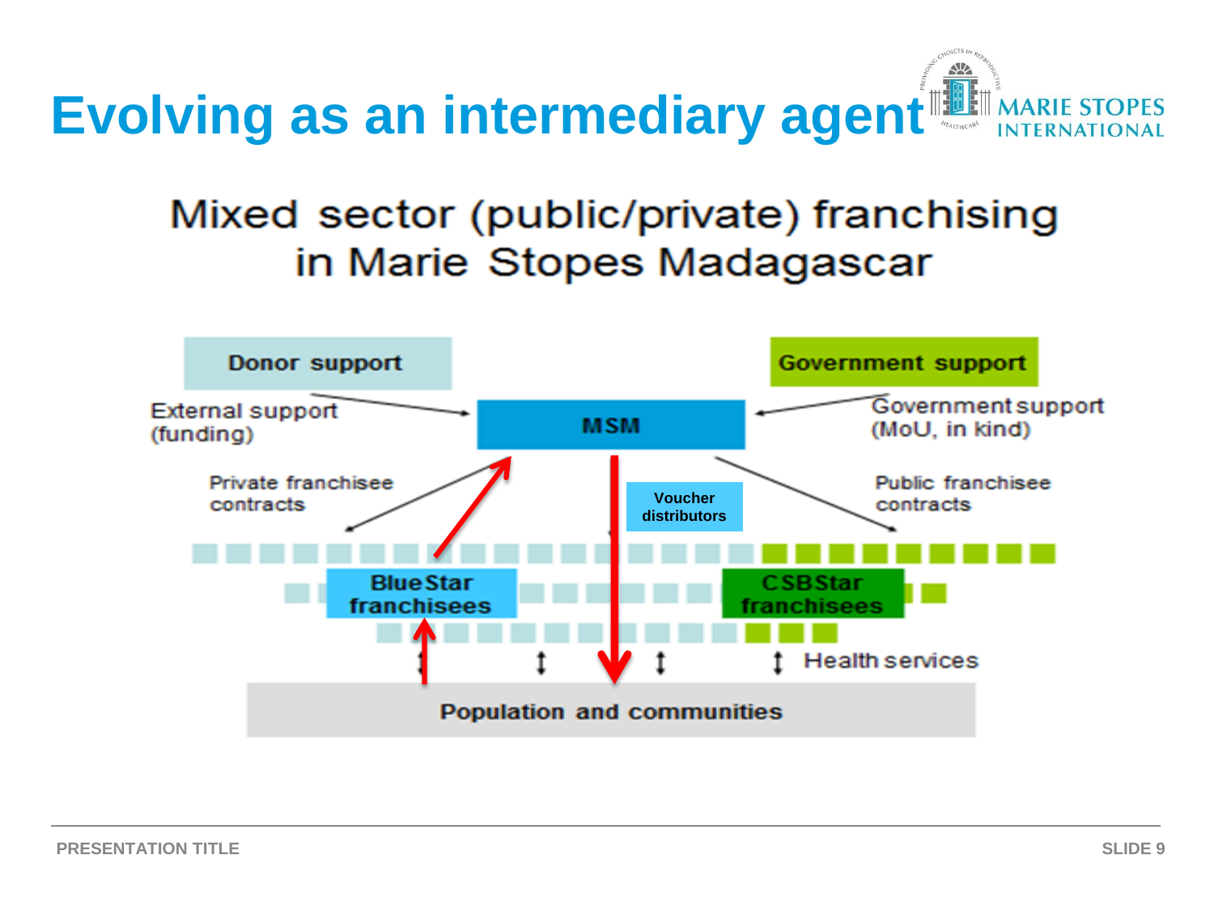# Evolving as an intermediary agent

## Mixed sector (public/private) franchising in Marie Stopes Madagascar

Donor support

Government support

External support (funding)

MSM

Government support (MoU, in kind)

Private franchisee contracts

Voucher distributors

Public franchisee contracts

Blue Star franchisees

CSB Star franchisees

Health services

Population and communities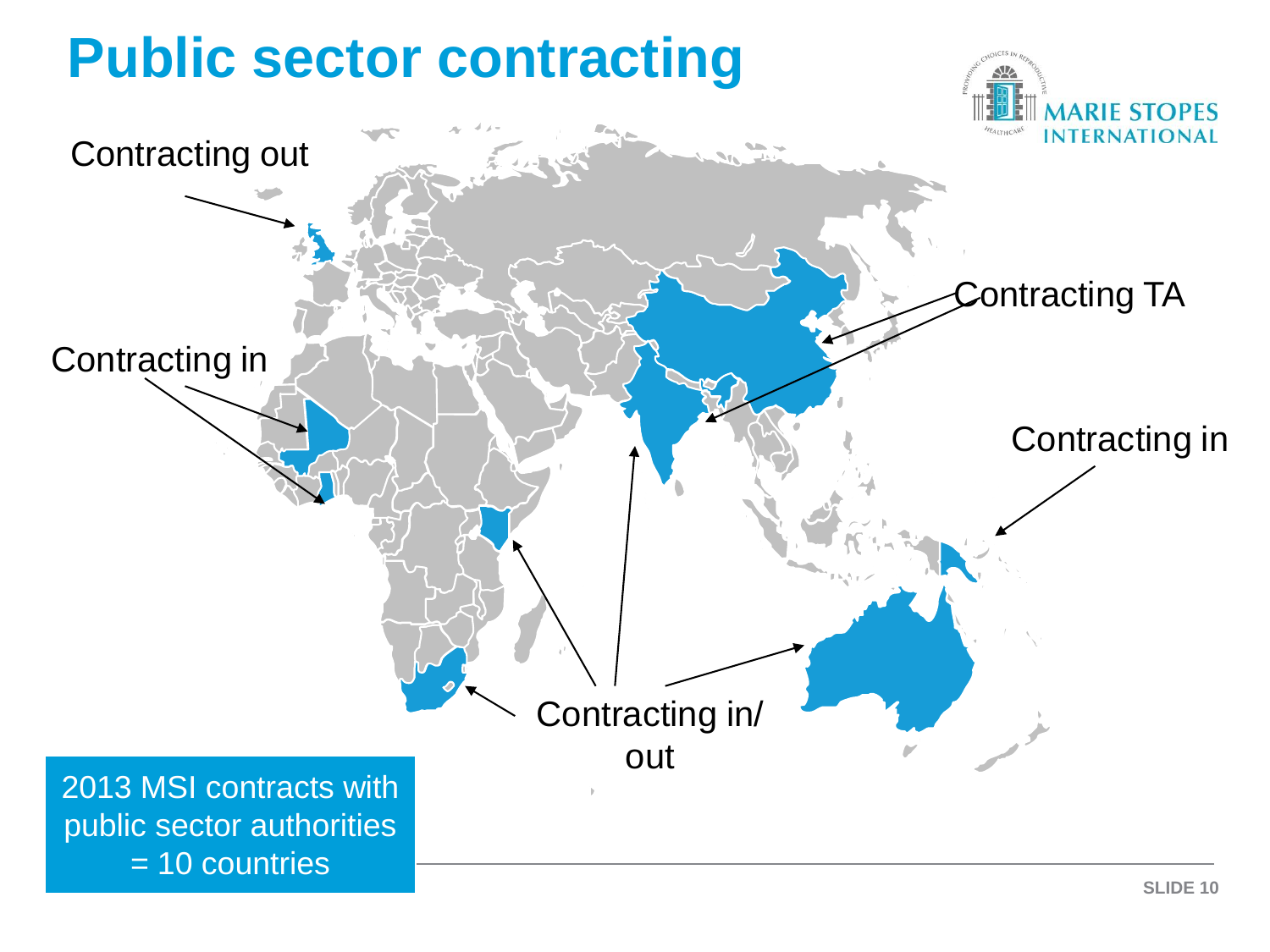# Public sector contracting

Contracting out

Contracting in

Contracting TA

Contracting in

Contracting in/ out

2013 MSI contracts with public sector authorities = 10 countries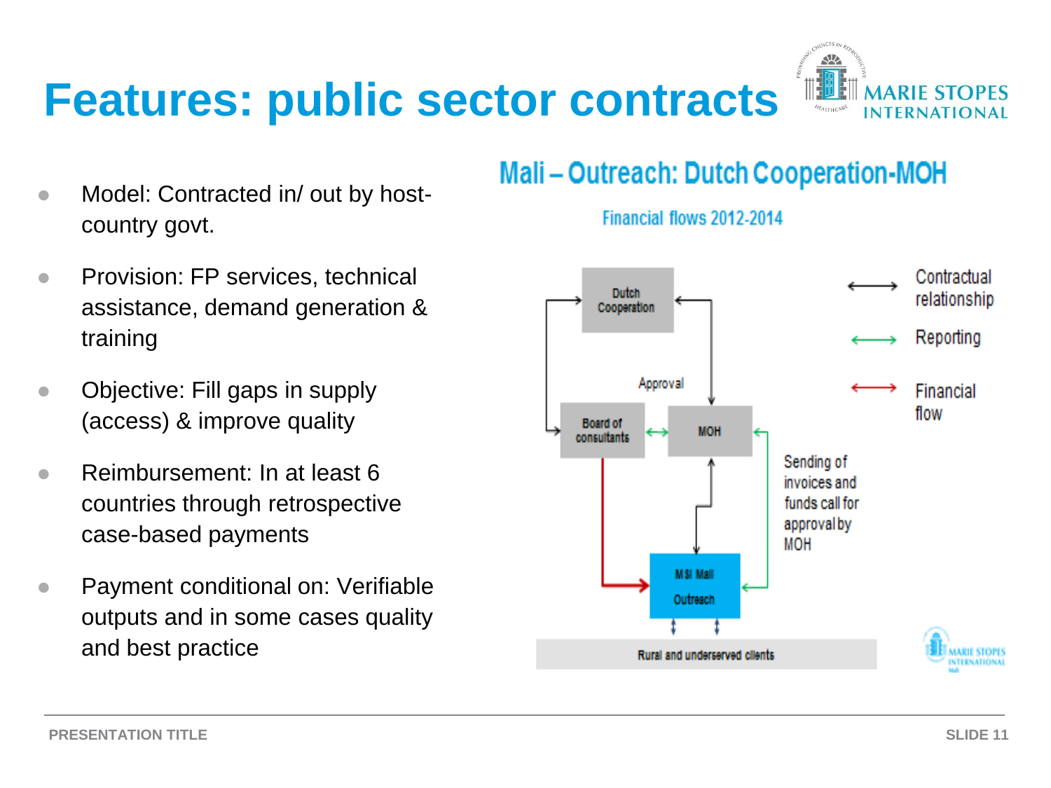# Features: public sector contracts

- Model: Contracted in/ out by host-country govt.
- Provision: FP services, technical assistance, demand generation & training
- Objective: Fill gaps in supply (access) & improve quality
- Reimbursement: In at least 6 countries through retrospective case-based payments
- Payment conditional on: Verifiable outputs and in some cases quality and best practice

## Mali – Outreach: Dutch Cooperation-MOH

Financial flows 2012-2014

Dutch Cooperation

Approval

Board of consultants

MOH

Sending of invoices and funds call for approval by MOH

MSI Mali Outreach

Rural and underserved clients

Contractual relationship

Reporting

Financial flow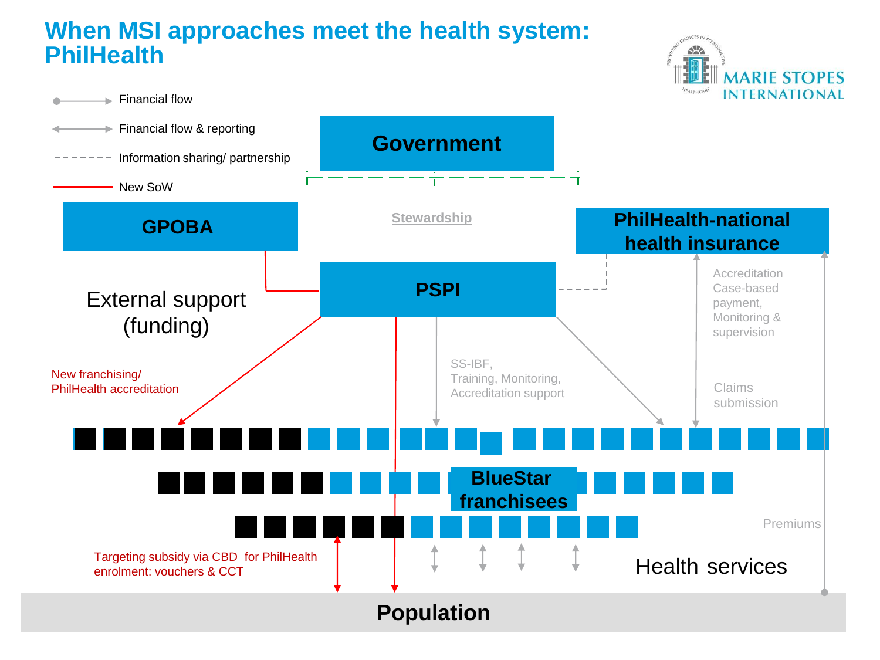# When MSI approaches meet the health system: PhilHealth

MARIE STOPES INTERNATIONAL

- Financial flow
- Financial flow & reporting
- Information sharing/ partnership
- New SoW

Government

Stewardship

GPOBA

PhilHealth-national health insurance

PSPI

External support (funding)

Accreditation
Case-based payment,
Monitoring & supervision

New franchising/ PhilHealth accreditation

SS-IBF,
Training, Monitoring,
Accreditation support

Claims submission

BlueStar franchisees

Premiums

Targeting subsidy via CBD for PhilHealth enrolment: vouchers & CCT

Health services

Population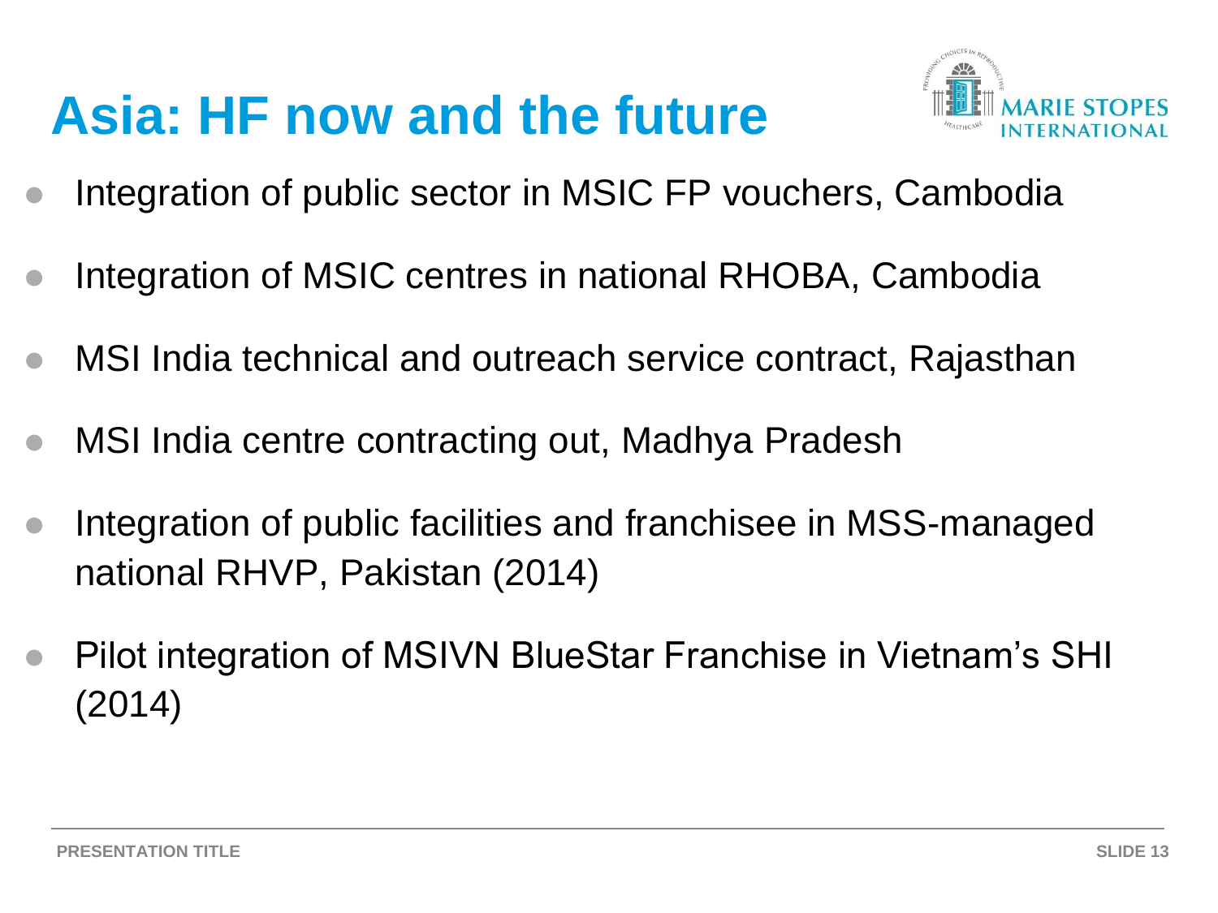# Asia: HF now and the future

- Integration of public sector in MSIC FP vouchers, Cambodia
- Integration of MSIC centres in national RHOBA, Cambodia
- MSI India technical and outreach service contract, Rajasthan
- MSI India centre contracting out, Madhya Pradesh
- Integration of public facilities and franchisee in MSS-managed national RHVP, Pakistan (2014)
- Pilot integration of MSIVN BlueStar Franchise in Vietnam's SHI (2014)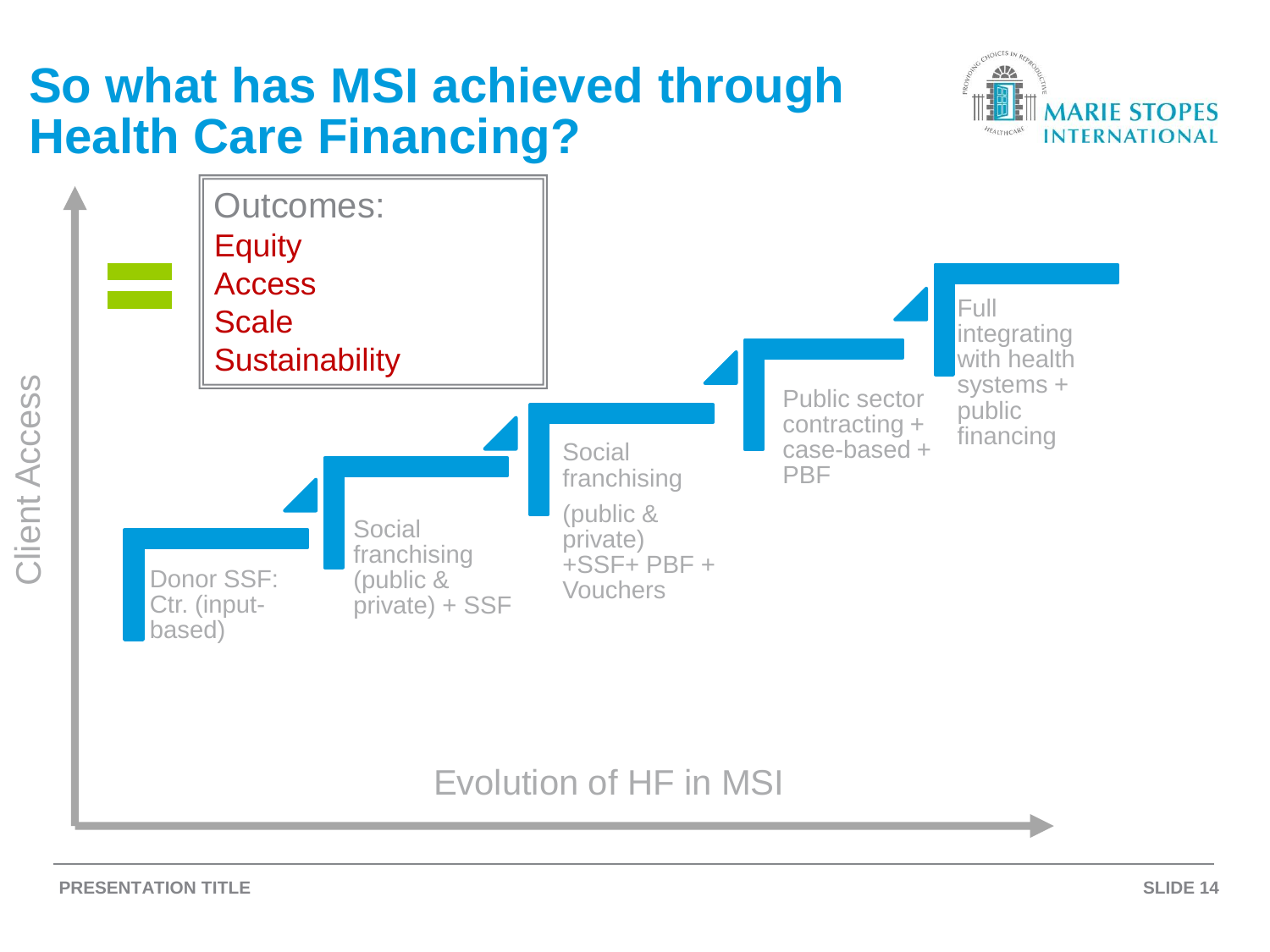# So what has MSI achieved through Health Care Financing?

**Outcomes:**
- Equity
- Access
- Scale
- Sustainability

Client Access

1. Donor SSF: Ctr. (input-based)
2. Social franchising (public & private) + SSF
3. Social franchising (public & private) +SSF+ PBF + Vouchers
4. Public sector contracting + case-based + PBF
5. Full integrating with health systems + public financing

Evolution of HF in MSI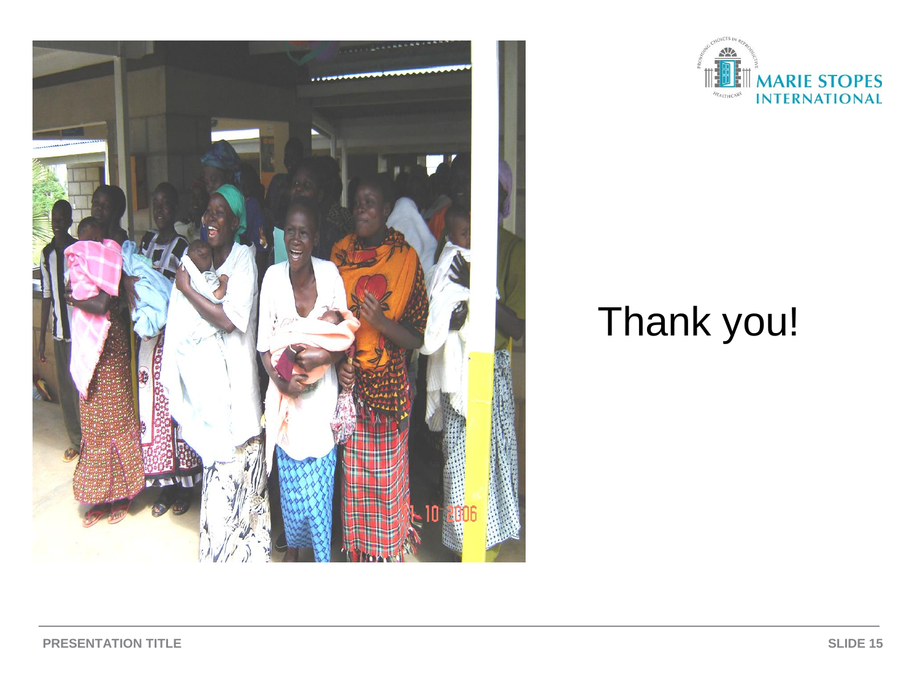Thank you!